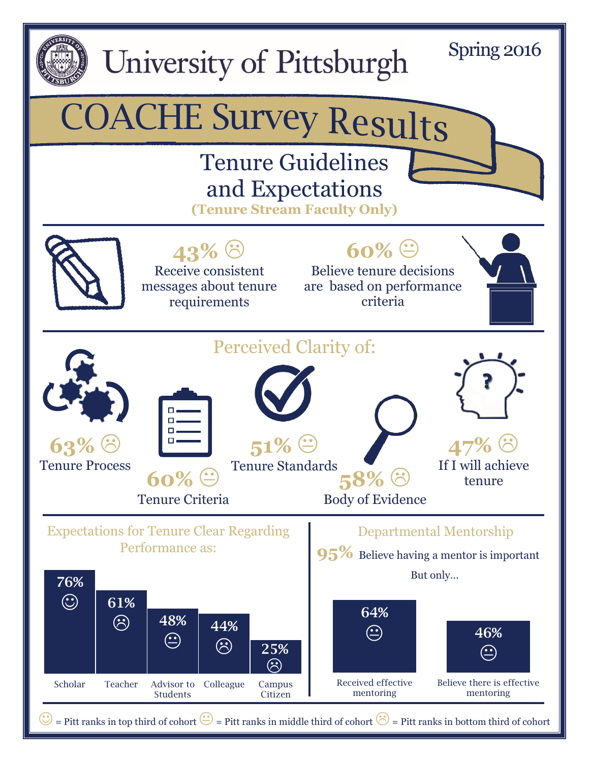# University of Pittsburgh

Spring 2016

# COACHE Survey Results

## Tenure Guidelines and Expectations

**(Tenure Stream Faculty Only)**

**43%** ☹ Receive consistent messages about tenure requirements

**60%** 😐 Believe tenure decisions are based on performance criteria

## Perceived Clarity of:

- **63%** ☹ Tenure Process
- **60%** 😐 Tenure Criteria
- **51%** 😐 Tenure Standards
- **58%** ☹ Body of Evidence
- **47%** ☹ If I will achieve tenure

## Expectations for Tenure Clear Regarding Performance as:

| Scholar | Teacher | Advisor to Students | Colleague | Campus Citizen |
| --- | --- | --- | --- | --- |
| 76% ☺ | 61% ☹ | 48% 😐 | 44% ☹ | 25% ☹ |

## Departmental Mentorship

**95%** Believe having a mentor is important

But only...

| Received effective mentoring | Believe there is effective mentoring |
| --- | --- |
| 64% 😐 | 46% 😐 |

☺ = Pitt ranks in top third of cohort 😐 = Pitt ranks in middle third of cohort ☹ = Pitt ranks in bottom third of cohort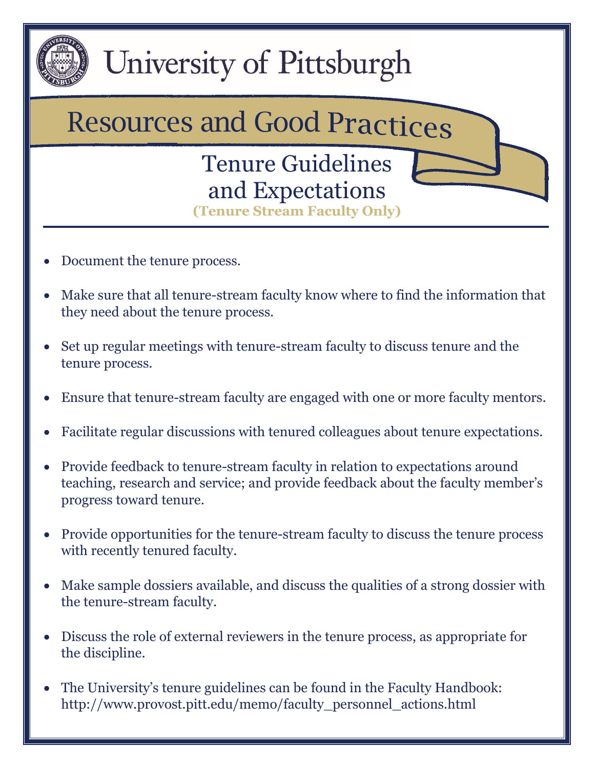# University of Pittsburgh

## Resources and Good Practices

### Tenure Guidelines and Expectations

**(Tenure Stream Faculty Only)**

- Document the tenure process.
- Make sure that all tenure-stream faculty know where to find the information that they need about the tenure process.
- Set up regular meetings with tenure-stream faculty to discuss tenure and the tenure process.
- Ensure that tenure-stream faculty are engaged with one or more faculty mentors.
- Facilitate regular discussions with tenured colleagues about tenure expectations.
- Provide feedback to tenure-stream faculty in relation to expectations around teaching, research and service; and provide feedback about the faculty member's progress toward tenure.
- Provide opportunities for the tenure-stream faculty to discuss the tenure process with recently tenured faculty.
- Make sample dossiers available, and discuss the qualities of a strong dossier with the tenure-stream faculty.
- Discuss the role of external reviewers in the tenure process, as appropriate for the discipline.
- The University's tenure guidelines can be found in the Faculty Handbook: http://www.provost.pitt.edu/memo/faculty_personnel_actions.html